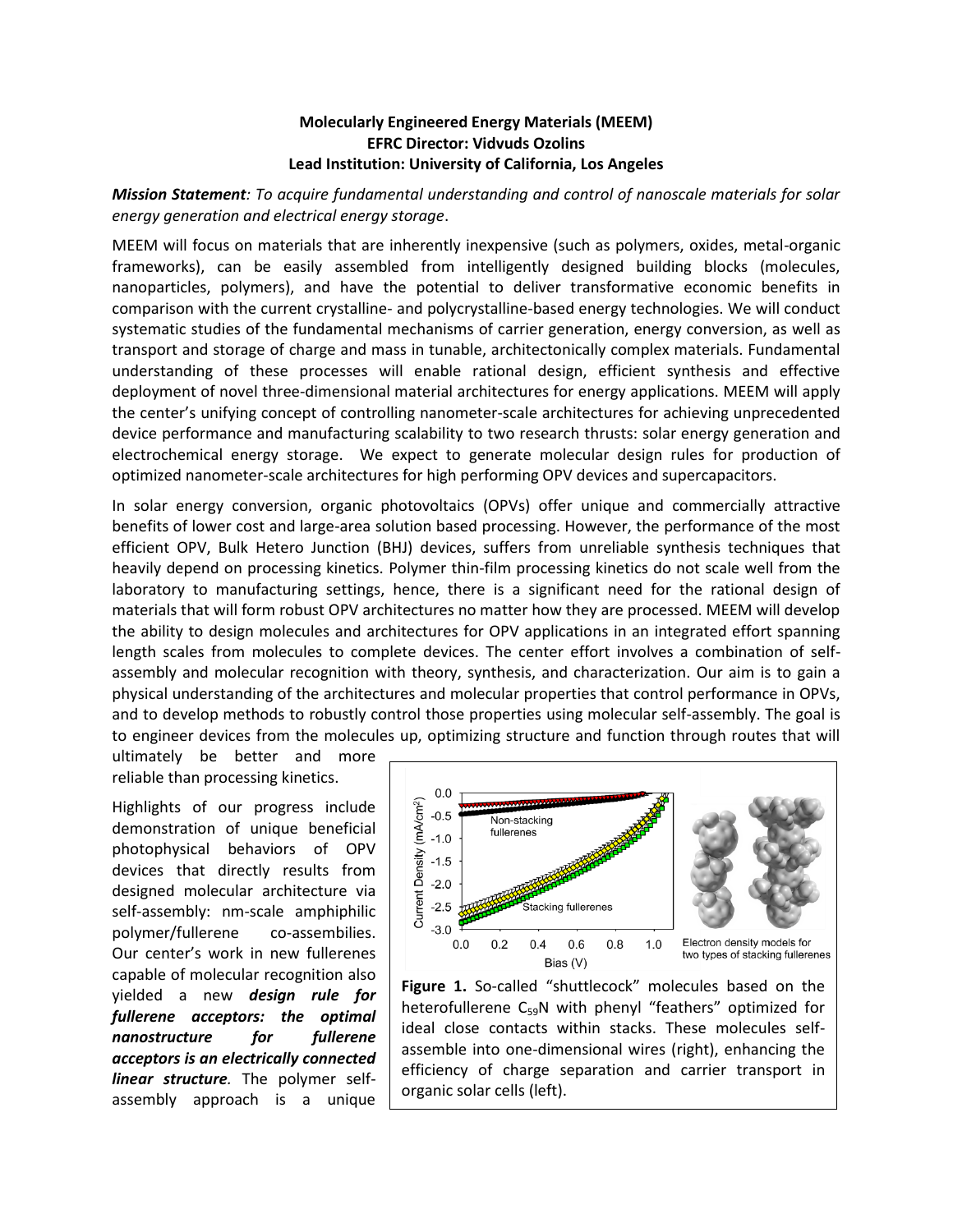**Molecularly Engineered Energy Materials (MEEM)**
**EFRC Director: Vidvuds Ozolins**
**Lead Institution: University of California, Los Angeles**

***Mission Statement**: To acquire fundamental understanding and control of nanoscale materials for solar energy generation and electrical energy storage*.

MEEM will focus on materials that are inherently inexpensive (such as polymers, oxides, metal-organic frameworks), can be easily assembled from intelligently designed building blocks (molecules, nanoparticles, polymers), and have the potential to deliver transformative economic benefits in comparison with the current crystalline- and polycrystalline-based energy technologies. We will conduct systematic studies of the fundamental mechanisms of carrier generation, energy conversion, as well as transport and storage of charge and mass in tunable, architectonically complex materials. Fundamental understanding of these processes will enable rational design, efficient synthesis and effective deployment of novel three-dimensional material architectures for energy applications. MEEM will apply the center's unifying concept of controlling nanometer-scale architectures for achieving unprecedented device performance and manufacturing scalability to two research thrusts: solar energy generation and electrochemical energy storage. We expect to generate molecular design rules for production of optimized nanometer-scale architectures for high performing OPV devices and supercapacitors.

In solar energy conversion, organic photovoltaics (OPVs) offer unique and commercially attractive benefits of lower cost and large-area solution based processing. However, the performance of the most efficient OPV, Bulk Hetero Junction (BHJ) devices, suffers from unreliable synthesis techniques that heavily depend on processing kinetics. Polymer thin-film processing kinetics do not scale well from the laboratory to manufacturing settings, hence, there is a significant need for the rational design of materials that will form robust OPV architectures no matter how they are processed. MEEM will develop the ability to design molecules and architectures for OPV applications in an integrated effort spanning length scales from molecules to complete devices. The center effort involves a combination of self-assembly and molecular recognition with theory, synthesis, and characterization. Our aim is to gain a physical understanding of the architectures and molecular properties that control performance in OPVs, and to develop methods to robustly control those properties using molecular self-assembly. The goal is to engineer devices from the molecules up, optimizing structure and function through routes that will ultimately be better and more reliable than processing kinetics.

Highlights of our progress include demonstration of unique beneficial photophysical behaviors of OPV devices that directly results from designed molecular architecture via self-assembly: nm-scale amphiphilic polymer/fullerene co-assemblies. Our center's work in new fullerenes capable of molecular recognition also yielded a new ***design rule for fullerene acceptors: the optimal nanostructure for fullerene acceptors is an electrically connected linear structure***. The polymer self-assembly approach is a unique

**Figure 1.** So-called "shuttlecock" molecules based on the heterofullerene $C_{59}N$ with phenyl "feathers" optimized for ideal close contacts within stacks. These molecules self-assemble into one-dimensional wires (right), enhancing the efficiency of charge separation and carrier transport in organic solar cells (left).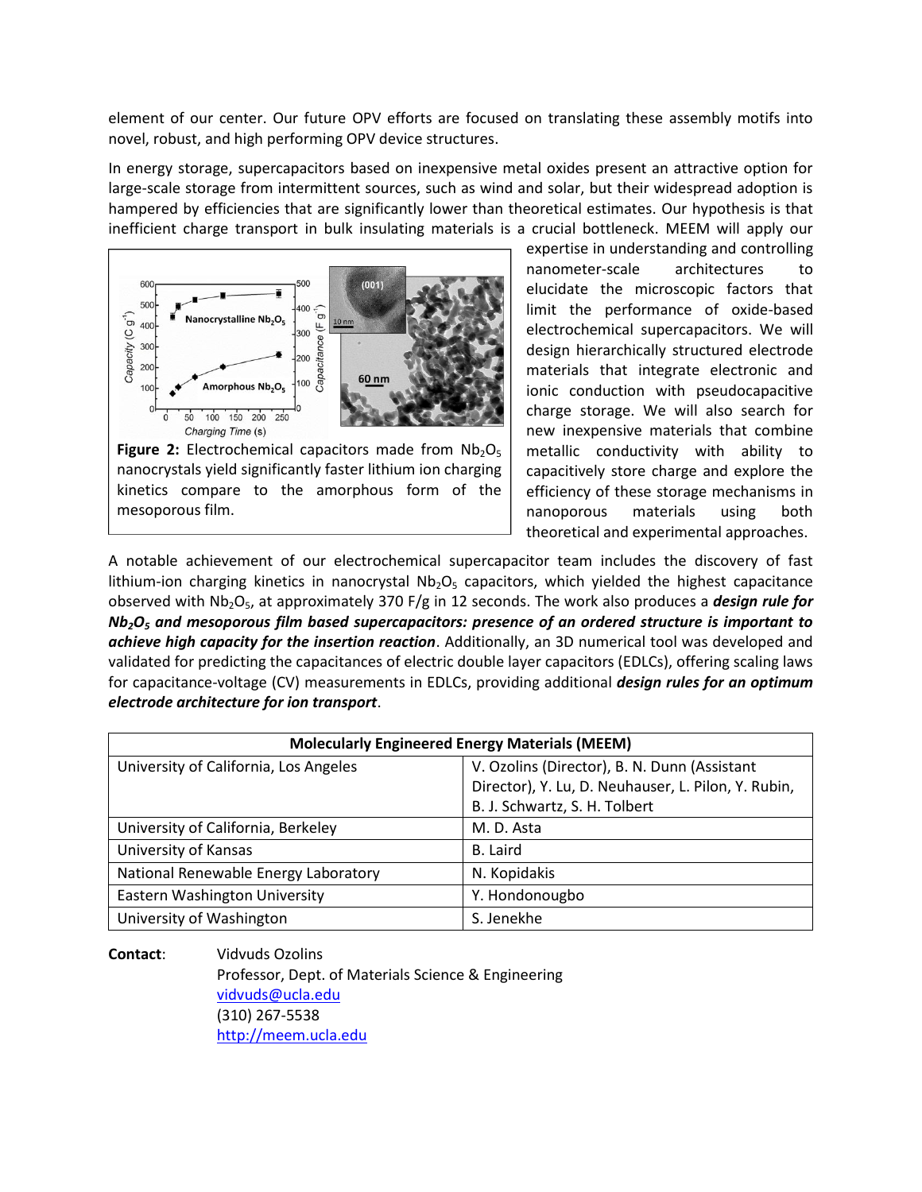element of our center. Our future OPV efforts are focused on translating these assembly motifs into novel, robust, and high performing OPV device structures.

In energy storage, supercapacitors based on inexpensive metal oxides present an attractive option for large-scale storage from intermittent sources, such as wind and solar, but their widespread adoption is hampered by efficiencies that are significantly lower than theoretical estimates. Our hypothesis is that inefficient charge transport in bulk insulating materials is a crucial bottleneck. MEEM will apply our expertise in understanding and controlling nanometer-scale architectures to elucidate the microscopic factors that limit the performance of oxide-based electrochemical supercapacitors. We will design hierarchically structured electrode materials that integrate electronic and ionic conduction with pseudocapacitive charge storage. We will also search for new inexpensive materials that combine metallic conductivity with ability to capacitively store charge and explore the efficiency of these storage mechanisms in nanoporous materials using both theoretical and experimental approaches.

Capacity (C g$^{-1}$)

Capacitance (F g$^{-1}$)

Charging Time (s)

Nanocrystalline $Nb_2O_5$

Amorphous $Nb_2O_5$

(001)

10 nm

60 nm

**Figure 2:** Electrochemical capacitors made from $Nb_2O_5$ nanocrystals yield significantly faster lithium ion charging kinetics compare to the amorphous form of the mesoporous film.

A notable achievement of our electrochemical supercapacitor team includes the discovery of fast lithium-ion charging kinetics in nanocrystal $Nb_2O_5$ capacitors, which yielded the highest capacitance observed with $Nb_2O_5$, at approximately 370 F/g in 12 seconds. The work also produces a ***design rule for $Nb_2O_5$ and mesoporous film based supercapacitors: presence of an ordered structure is important to achieve high capacity for the insertion reaction***. Additionally, an 3D numerical tool was developed and validated for predicting the capacitances of electric double layer capacitors (EDLCs), offering scaling laws for capacitance-voltage (CV) measurements in EDLCs, providing additional ***design rules for an optimum electrode architecture for ion transport***.

| Molecularly Engineered Energy Materials (MEEM) | |
|---|---|
| University of California, Los Angeles | V. Ozolins (Director), B. N. Dunn (Assistant Director), Y. Lu, D. Neuhauser, L. Pilon, Y. Rubin, B. J. Schwartz, S. H. Tolbert |
| University of California, Berkeley | M. D. Asta |
| University of Kansas | B. Laird |
| National Renewable Energy Laboratory | N. Kopidakis |
| Eastern Washington University | Y. Hondonougbo |
| University of Washington | S. Jenekhe |

**Contact**: Vidvuds Ozolins
Professor, Dept. of Materials Science & Engineering
vidvuds@ucla.edu
(310) 267-5538
http://meem.ucla.edu